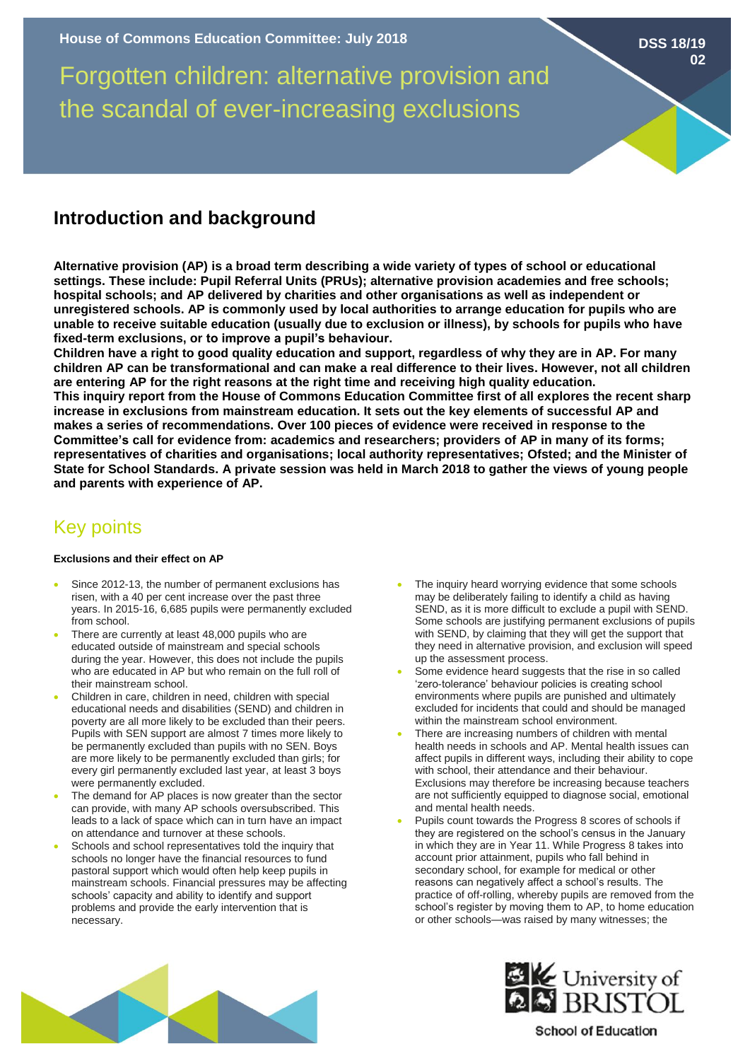House of Commons Education Committee: July 2018

DSS 18/19 02

# Forgotten children: alternative provision and the scandal of ever-increasing exclusions

## Introduction and background

**Alternative provision (AP) is a broad term describing a wide variety of types of school or educational settings. These include: Pupil Referral Units (PRUs); alternative provision academies and free schools; hospital schools; and AP delivered by charities and other organisations as well as independent or unregistered schools. AP is commonly used by local authorities to arrange education for pupils who are unable to receive suitable education (usually due to exclusion or illness), by schools for pupils who have fixed-term exclusions, or to improve a pupil's behaviour.**

**Children have a right to good quality education and support, regardless of why they are in AP. For many children AP can be transformational and can make a real difference to their lives. However, not all children are entering AP for the right reasons at the right time and receiving high quality education.**

**This inquiry report from the House of Commons Education Committee first of all explores the recent sharp increase in exclusions from mainstream education. It sets out the key elements of successful AP and makes a series of recommendations. Over 100 pieces of evidence were received in response to the Committee's call for evidence from: academics and researchers; providers of AP in many of its forms; representatives of charities and organisations; local authority representatives; Ofsted; and the Minister of State for School Standards. A private session was held in March 2018 to gather the views of young people and parents with experience of AP.**

## Key points

**Exclusions and their effect on AP**

- Since 2012-13, the number of permanent exclusions has risen, with a 40 per cent increase over the past three years. In 2015-16, 6,685 pupils were permanently excluded from school.
- There are currently at least 48,000 pupils who are educated outside of mainstream and special schools during the year. However, this does not include the pupils who are educated in AP but who remain on the full roll of their mainstream school.
- Children in care, children in need, children with special educational needs and disabilities (SEND) and children in poverty are all more likely to be excluded than their peers. Pupils with SEN support are almost 7 times more likely to be permanently excluded than pupils with no SEN. Boys are more likely to be permanently excluded than girls; for every girl permanently excluded last year, at least 3 boys were permanently excluded.
- The demand for AP places is now greater than the sector can provide, with many AP schools oversubscribed. This leads to a lack of space which can in turn have an impact on attendance and turnover at these schools.
- Schools and school representatives told the inquiry that schools no longer have the financial resources to fund pastoral support which would often help keep pupils in mainstream schools. Financial pressures may be affecting schools' capacity and ability to identify and support problems and provide the early intervention that is necessary.
- The inquiry heard worrying evidence that some schools may be deliberately failing to identify a child as having SEND, as it is more difficult to exclude a pupil with SEND. Some schools are justifying permanent exclusions of pupils with SEND, by claiming that they will get the support that they need in alternative provision, and exclusion will speed up the assessment process.
- Some evidence heard suggests that the rise in so called 'zero-tolerance' behaviour policies is creating school environments where pupils are punished and ultimately excluded for incidents that could and should be managed within the mainstream school environment.
- There are increasing numbers of children with mental health needs in schools and AP. Mental health issues can affect pupils in different ways, including their ability to cope with school, their attendance and their behaviour. Exclusions may therefore be increasing because teachers are not sufficiently equipped to diagnose social, emotional and mental health needs.
- Pupils count towards the Progress 8 scores of schools if they are registered on the school's census in the January in which they are in Year 11. While Progress 8 takes into account prior attainment, pupils who fall behind in secondary school, for example for medical or other reasons can negatively affect a school's results. The practice of off-rolling, whereby pupils are removed from the school's register by moving them to AP, to home education or other schools—was raised by many witnesses; the

University of Bristol School of Education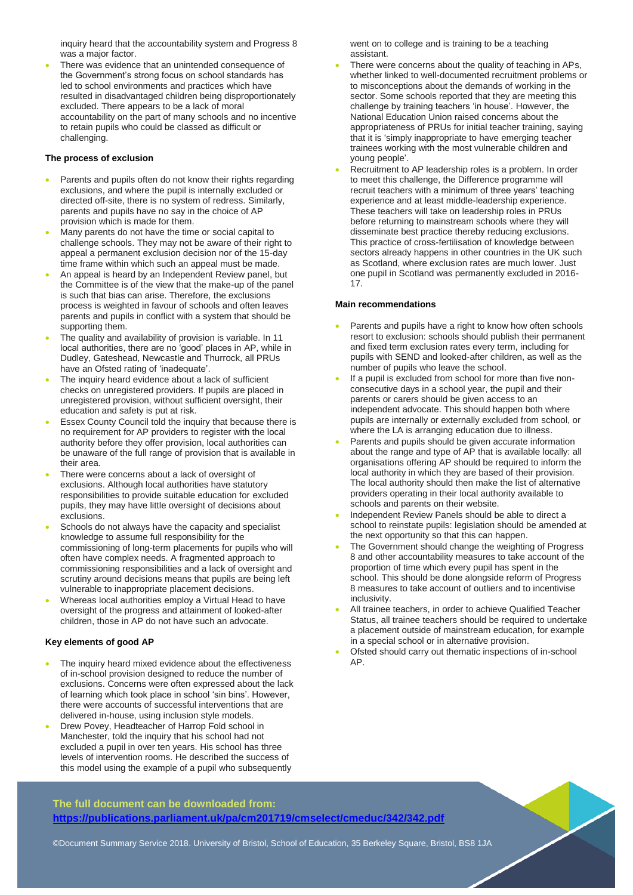inquiry heard that the accountability system and Progress 8 was a major factor.

- There was evidence that an unintended consequence of the Government's strong focus on school standards has led to school environments and practices which have resulted in disadvantaged children being disproportionately excluded. There appears to be a lack of moral accountability on the part of many schools and no incentive to retain pupils who could be classed as difficult or challenging.

### The process of exclusion

- Parents and pupils often do not know their rights regarding exclusions, and where the pupil is internally excluded or directed off-site, there is no system of redress. Similarly, parents and pupils have no say in the choice of AP provision which is made for them.
- Many parents do not have the time or social capital to challenge schools. They may not be aware of their right to appeal a permanent exclusion decision nor of the 15-day time frame within which such an appeal must be made.
- An appeal is heard by an Independent Review panel, but the Committee is of the view that the make-up of the panel is such that bias can arise. Therefore, the exclusions process is weighted in favour of schools and often leaves parents and pupils in conflict with a system that should be supporting them.
- The quality and availability of provision is variable. In 11 local authorities, there are no 'good' places in AP, while in Dudley, Gateshead, Newcastle and Thurrock, all PRUs have an Ofsted rating of 'inadequate'.
- The inquiry heard evidence about a lack of sufficient checks on unregistered providers. If pupils are placed in unregistered provision, without sufficient oversight, their education and safety is put at risk.
- Essex County Council told the inquiry that because there is no requirement for AP providers to register with the local authority before they offer provision, local authorities can be unaware of the full range of provision that is available in their area.
- There were concerns about a lack of oversight of exclusions. Although local authorities have statutory responsibilities to provide suitable education for excluded pupils, they may have little oversight of decisions about exclusions.
- Schools do not always have the capacity and specialist knowledge to assume full responsibility for the commissioning of long-term placements for pupils who will often have complex needs. A fragmented approach to commissioning responsibilities and a lack of oversight and scrutiny around decisions means that pupils are being left vulnerable to inappropriate placement decisions.
- Whereas local authorities employ a Virtual Head to have oversight of the progress and attainment of looked-after children, those in AP do not have such an advocate.

### Key elements of good AP

- The inquiry heard mixed evidence about the effectiveness of in-school provision designed to reduce the number of exclusions. Concerns were often expressed about the lack of learning which took place in school 'sin bins'. However, there were accounts of successful interventions that are delivered in-house, using inclusion style models.
- Drew Povey, Headteacher of Harrop Fold school in Manchester, told the inquiry that his school had not excluded a pupil in over ten years. His school has three levels of intervention rooms. He described the success of this model using the example of a pupil who subsequently went on to college and is training to be a teaching assistant.
- There were concerns about the quality of teaching in APs, whether linked to well-documented recruitment problems or to misconceptions about the demands of working in the sector. Some schools reported that they are meeting this challenge by training teachers 'in house'. However, the National Education Union raised concerns about the appropriateness of PRUs for initial teacher training, saying that it is 'simply inappropriate to have emerging teacher trainees working with the most vulnerable children and young people'.
- Recruitment to AP leadership roles is a problem. In order to meet this challenge, the Difference programme will recruit teachers with a minimum of three years' teaching experience and at least middle-leadership experience. These teachers will take on leadership roles in PRUs before returning to mainstream schools where they will disseminate best practice thereby reducing exclusions. This practice of cross-fertilisation of knowledge between sectors already happens in other countries in the UK such as Scotland, where exclusion rates are much lower. Just one pupil in Scotland was permanently excluded in 2016-17.

### Main recommendations

- Parents and pupils have a right to know how often schools resort to exclusion: schools should publish their permanent and fixed term exclusion rates every term, including for pupils with SEND and looked-after children, as well as the number of pupils who leave the school.
- If a pupil is excluded from school for more than five non-consecutive days in a school year, the pupil and their parents or carers should be given access to an independent advocate. This should happen both where pupils are internally or externally excluded from school, or where the LA is arranging education due to illness.
- Parents and pupils should be given accurate information about the range and type of AP that is available locally: all organisations offering AP should be required to inform the local authority in which they are based of their provision. The local authority should then make the list of alternative providers operating in their local authority available to schools and parents on their website.
- Independent Review Panels should be able to direct a school to reinstate pupils: legislation should be amended at the next opportunity so that this can happen.
- The Government should change the weighting of Progress 8 and other accountability measures to take account of the proportion of time which every pupil has spent in the school. This should be done alongside reform of Progress 8 measures to take account of outliers and to incentivise inclusivity.
- All trainee teachers, in order to achieve Qualified Teacher Status, all trainee teachers should be required to undertake a placement outside of mainstream education, for example in a special school or in alternative provision.
- Ofsted should carry out thematic inspections of in-school AP.

**The full document can be downloaded from:**
**https://publications.parliament.uk/pa/cm201719/cmselect/cmeduc/342/342.pdf**

©Document Summary Service 2018. University of Bristol, School of Education, 35 Berkeley Square, Bristol, BS8 1JA